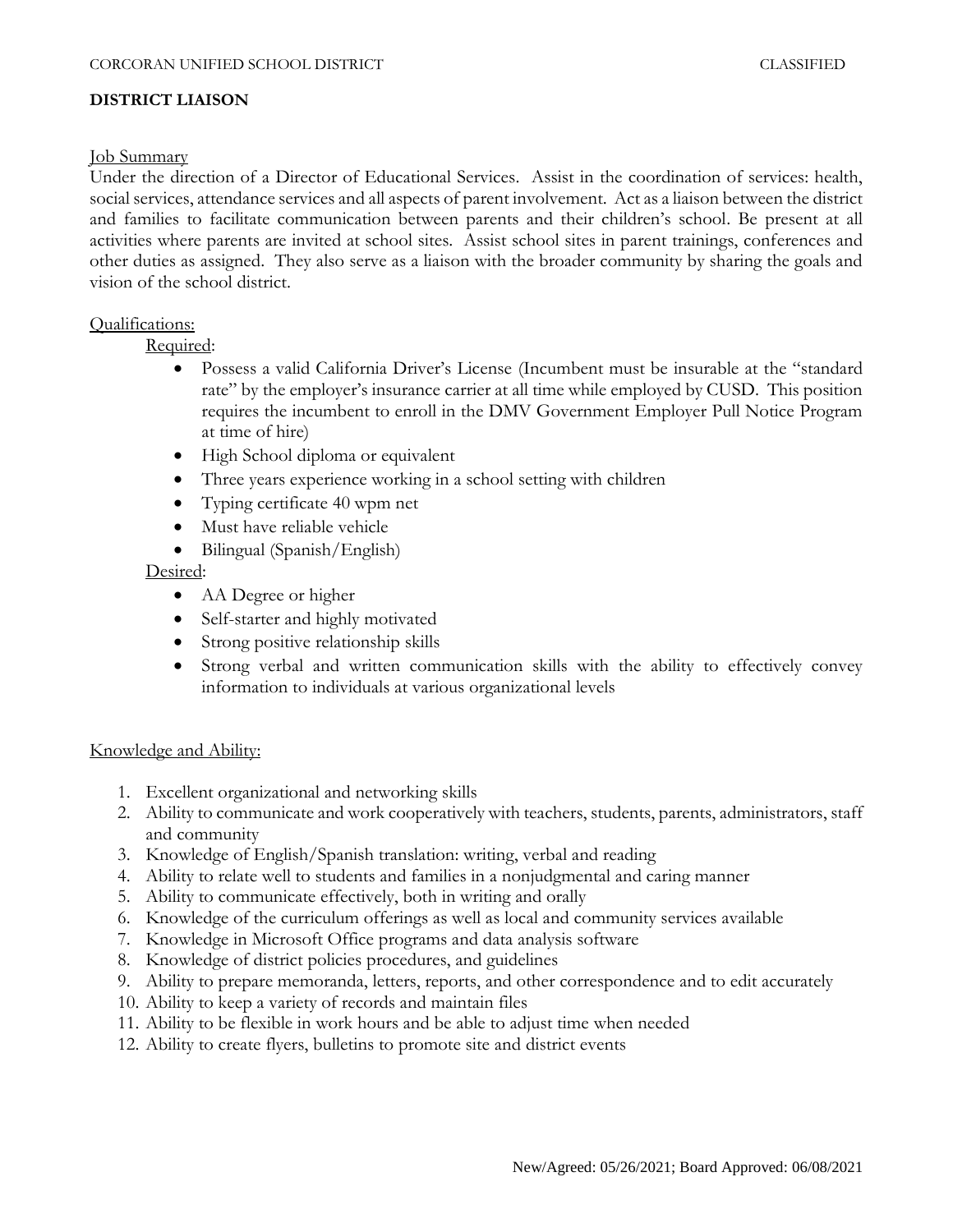CORCORAN UNIFIED SCHOOL DISTRICT CLASSIFIED

**DISTRICT LIAISON**

Job Summary

Under the direction of a Director of Educational Services. Assist in the coordination of services: health, social services, attendance services and all aspects of parent involvement. Act as a liaison between the district and families to facilitate communication between parents and their children's school. Be present at all activities where parents are invited at school sites. Assist school sites in parent trainings, conferences and other duties as assigned. They also serve as a liaison with the broader community by sharing the goals and vision of the school district.

Qualifications:

Required:

- Possess a valid California Driver's License (Incumbent must be insurable at the "standard rate" by the employer's insurance carrier at all time while employed by CUSD. This position requires the incumbent to enroll in the DMV Government Employer Pull Notice Program at time of hire)
- High School diploma or equivalent
- Three years experience working in a school setting with children
- Typing certificate 40 wpm net
- Must have reliable vehicle
- Bilingual (Spanish/English)

Desired:

- AA Degree or higher
- Self-starter and highly motivated
- Strong positive relationship skills
- Strong verbal and written communication skills with the ability to effectively convey information to individuals at various organizational levels

Knowledge and Ability:

1. Excellent organizational and networking skills
2. Ability to communicate and work cooperatively with teachers, students, parents, administrators, staff and community
3. Knowledge of English/Spanish translation: writing, verbal and reading
4. Ability to relate well to students and families in a nonjudgmental and caring manner
5. Ability to communicate effectively, both in writing and orally
6. Knowledge of the curriculum offerings as well as local and community services available
7. Knowledge in Microsoft Office programs and data analysis software
8. Knowledge of district policies procedures, and guidelines
9. Ability to prepare memoranda, letters, reports, and other correspondence and to edit accurately
10. Ability to keep a variety of records and maintain files
11. Ability to be flexible in work hours and be able to adjust time when needed
12. Ability to create flyers, bulletins to promote site and district events

New/Agreed: 05/26/2021; Board Approved: 06/08/2021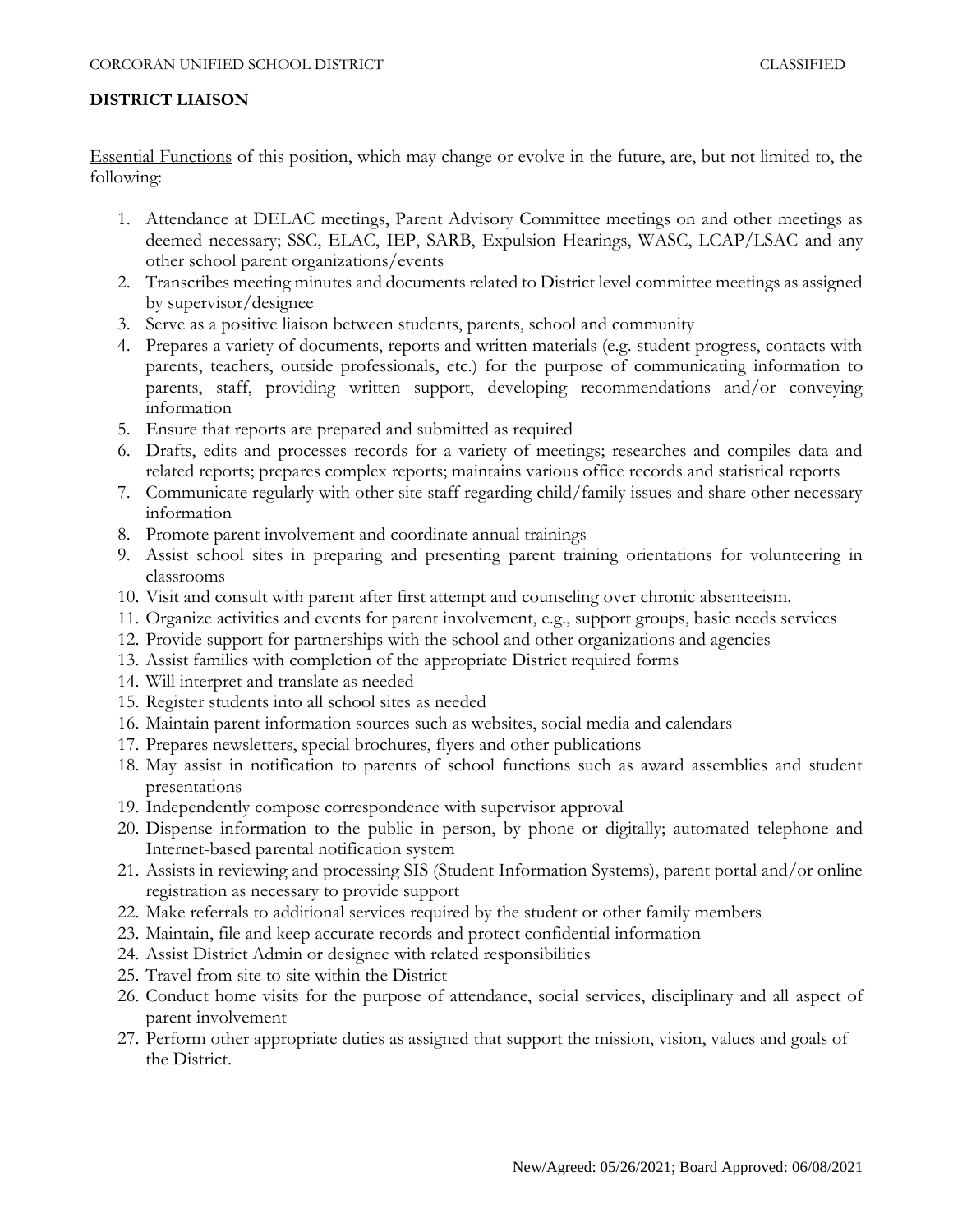**DISTRICT LIAISON**

Essential Functions of this position, which may change or evolve in the future, are, but not limited to, the following:

1. Attendance at DELAC meetings, Parent Advisory Committee meetings on and other meetings as deemed necessary; SSC, ELAC, IEP, SARB, Expulsion Hearings, WASC, LCAP/LSAC and any other school parent organizations/events
2. Transcribes meeting minutes and documents related to District level committee meetings as assigned by supervisor/designee
3. Serve as a positive liaison between students, parents, school and community
4. Prepares a variety of documents, reports and written materials (e.g. student progress, contacts with parents, teachers, outside professionals, etc.) for the purpose of communicating information to parents, staff, providing written support, developing recommendations and/or conveying information
5. Ensure that reports are prepared and submitted as required
6. Drafts, edits and processes records for a variety of meetings; researches and compiles data and related reports; prepares complex reports; maintains various office records and statistical reports
7. Communicate regularly with other site staff regarding child/family issues and share other necessary information
8. Promote parent involvement and coordinate annual trainings
9. Assist school sites in preparing and presenting parent training orientations for volunteering in classrooms
10. Visit and consult with parent after first attempt and counseling over chronic absenteeism.
11. Organize activities and events for parent involvement, e.g., support groups, basic needs services
12. Provide support for partnerships with the school and other organizations and agencies
13. Assist families with completion of the appropriate District required forms
14. Will interpret and translate as needed
15. Register students into all school sites as needed
16. Maintain parent information sources such as websites, social media and calendars
17. Prepares newsletters, special brochures, flyers and other publications
18. May assist in notification to parents of school functions such as award assemblies and student presentations
19. Independently compose correspondence with supervisor approval
20. Dispense information to the public in person, by phone or digitally; automated telephone and Internet-based parental notification system
21. Assists in reviewing and processing SIS (Student Information Systems), parent portal and/or online registration as necessary to provide support
22. Make referrals to additional services required by the student or other family members
23. Maintain, file and keep accurate records and protect confidential information
24. Assist District Admin or designee with related responsibilities
25. Travel from site to site within the District
26. Conduct home visits for the purpose of attendance, social services, disciplinary and all aspect of parent involvement
27. Perform other appropriate duties as assigned that support the mission, vision, values and goals of the District.

New/Agreed: 05/26/2021; Board Approved: 06/08/2021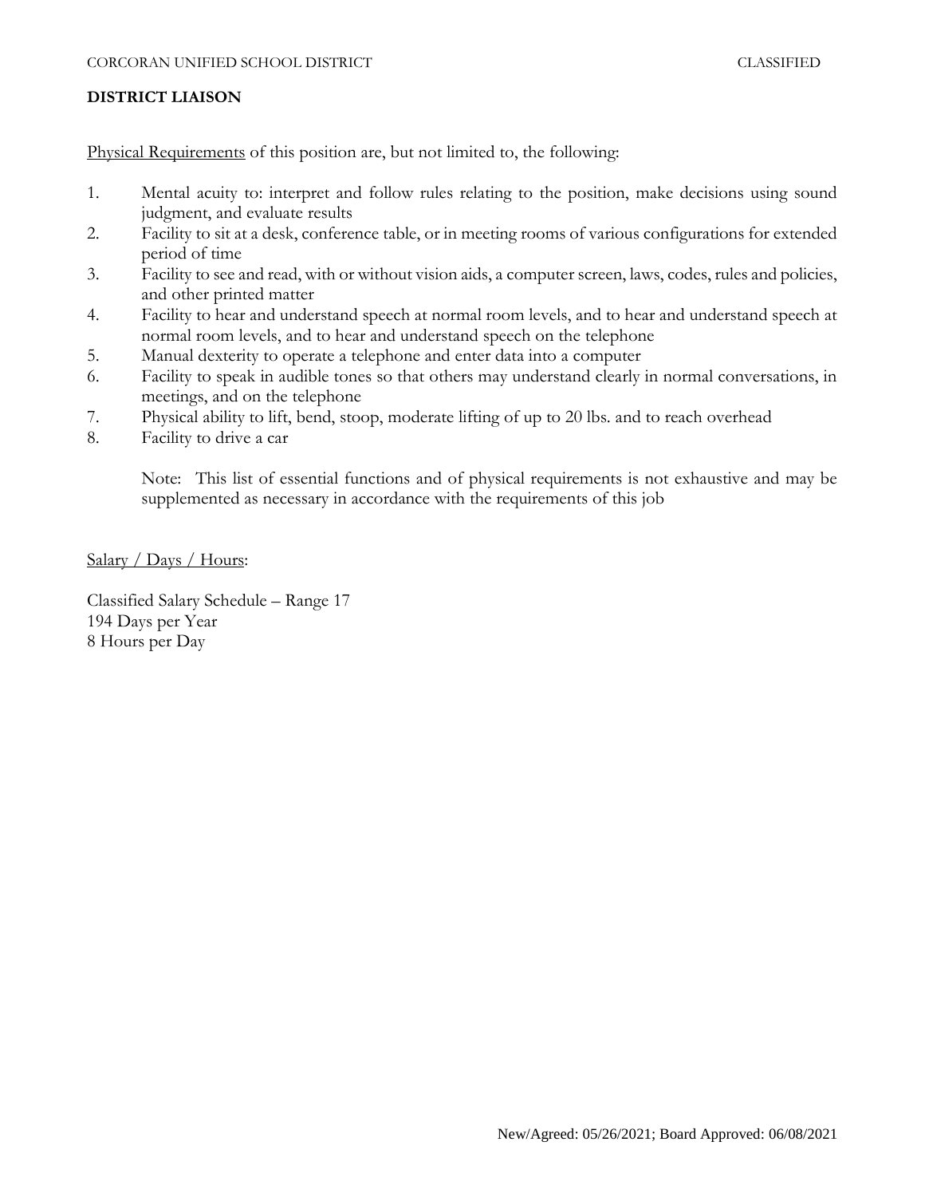**DISTRICT LIAISON**

Physical Requirements of this position are, but not limited to, the following:

1. Mental acuity to: interpret and follow rules relating to the position, make decisions using sound judgment, and evaluate results
2. Facility to sit at a desk, conference table, or in meeting rooms of various configurations for extended period of time
3. Facility to see and read, with or without vision aids, a computer screen, laws, codes, rules and policies, and other printed matter
4. Facility to hear and understand speech at normal room levels, and to hear and understand speech at normal room levels, and to hear and understand speech on the telephone
5. Manual dexterity to operate a telephone and enter data into a computer
6. Facility to speak in audible tones so that others may understand clearly in normal conversations, in meetings, and on the telephone
7. Physical ability to lift, bend, stoop, moderate lifting of up to 20 lbs. and to reach overhead
8. Facility to drive a car

Note: This list of essential functions and of physical requirements is not exhaustive and may be supplemented as necessary in accordance with the requirements of this job

Salary / Days / Hours:

Classified Salary Schedule – Range 17
194 Days per Year
8 Hours per Day

New/Agreed: 05/26/2021; Board Approved: 06/08/2021